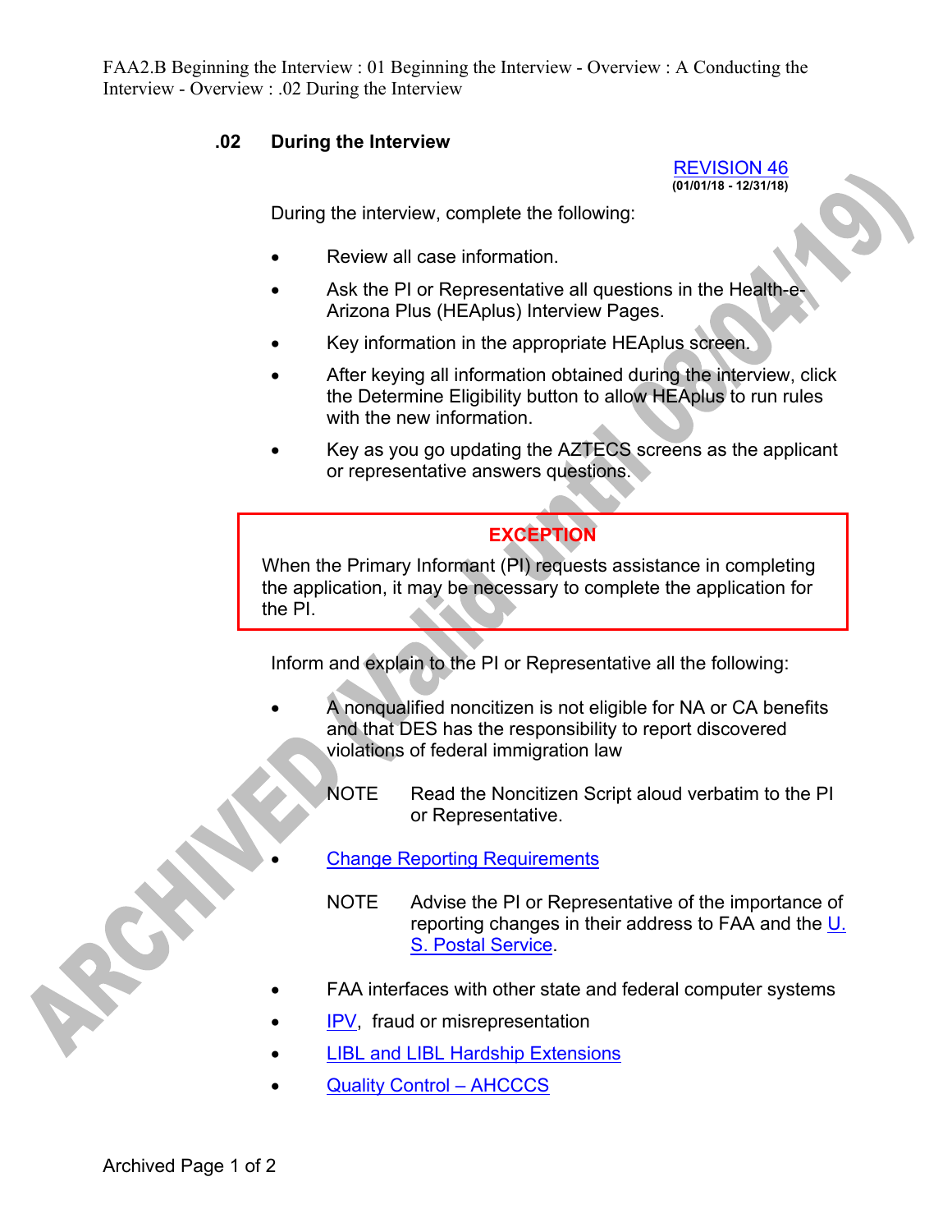## .02 During the Interview

REVISION 46
**(01/01/18 - 12/31/18)**

During the interview, complete the following:

- Review all case information.
- Ask the PI or Representative all questions in the Health-e-Arizona Plus (HEAplus) Interview Pages.
- Key information in the appropriate HEAplus screen.
- After keying all information obtained during the interview, click the Determine Eligibility button to allow HEAplus to run rules with the new information.
- Key as you go updating the AZTECS screens as the applicant or representative answers questions.

> **EXCEPTION**
>
> When the Primary Informant (PI) requests assistance in completing the application, it may be necessary to complete the application for the PI.

Inform and explain to the PI or Representative all the following:

- A nonqualified noncitizen is not eligible for NA or CA benefits and that DES has the responsibility to report discovered violations of federal immigration law

  NOTE Read the Noncitizen Script aloud verbatim to the PI or Representative.

- Change Reporting Requirements

  NOTE Advise the PI or Representative of the importance of reporting changes in their address to FAA and the U. S. Postal Service.

- FAA interfaces with other state and federal computer systems
- IPV, fraud or misrepresentation
- LIBL and LIBL Hardship Extensions
- Quality Control – AHCCCS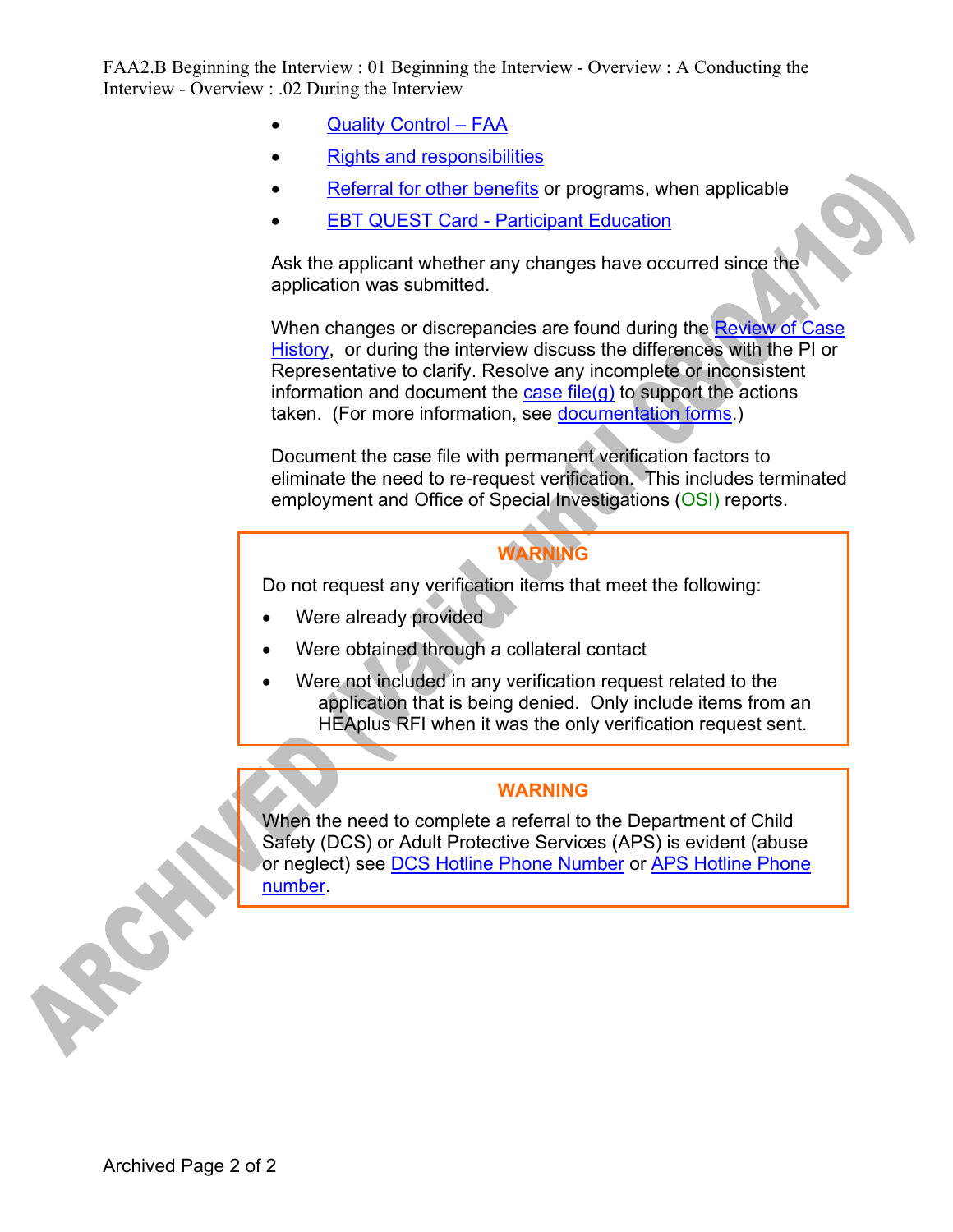- Quality Control – FAA
- Rights and responsibilities
- Referral for other benefits or programs, when applicable
- EBT QUEST Card - Participant Education

Ask the applicant whether any changes have occurred since the application was submitted.

When changes or discrepancies are found during the Review of Case History, or during the interview discuss the differences with the PI or Representative to clarify. Resolve any incomplete or inconsistent information and document the case file(g) to support the actions taken. (For more information, see documentation forms.)

Document the case file with permanent verification factors to eliminate the need to re-request verification. This includes terminated employment and Office of Special Investigations (OSI) reports.

> **WARNING**
>
> Do not request any verification items that meet the following:
>
> - Were already provided
> - Were obtained through a collateral contact
> - Were not included in any verification request related to the application that is being denied. Only include items from an HEAplus RFI when it was the only verification request sent.

> **WARNING**
>
> When the need to complete a referral to the Department of Child Safety (DCS) or Adult Protective Services (APS) is evident (abuse or neglect) see DCS Hotline Phone Number or APS Hotline Phone number.